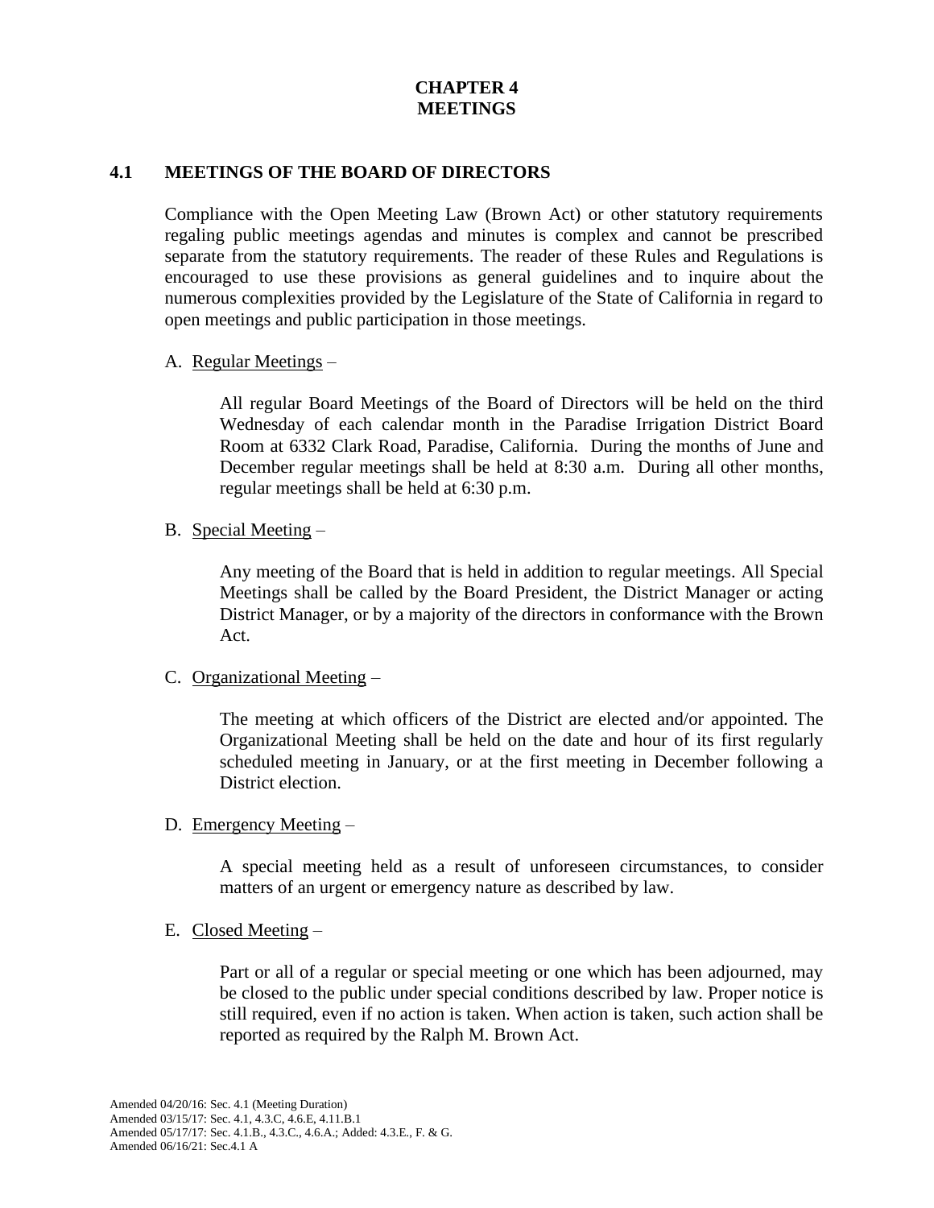# CHAPTER 4
# MEETINGS

## 4.1 MEETINGS OF THE BOARD OF DIRECTORS

Compliance with the Open Meeting Law (Brown Act) or other statutory requirements regaling public meetings agendas and minutes is complex and cannot be prescribed separate from the statutory requirements. The reader of these Rules and Regulations is encouraged to use these provisions as general guidelines and to inquire about the numerous complexities provided by the Legislature of the State of California in regard to open meetings and public participation in those meetings.

A. Regular Meetings –

All regular Board Meetings of the Board of Directors will be held on the third Wednesday of each calendar month in the Paradise Irrigation District Board Room at 6332 Clark Road, Paradise, California. During the months of June and December regular meetings shall be held at 8:30 a.m. During all other months, regular meetings shall be held at 6:30 p.m.

B. Special Meeting –

Any meeting of the Board that is held in addition to regular meetings. All Special Meetings shall be called by the Board President, the District Manager or acting District Manager, or by a majority of the directors in conformance with the Brown Act.

C. Organizational Meeting –

The meeting at which officers of the District are elected and/or appointed. The Organizational Meeting shall be held on the date and hour of its first regularly scheduled meeting in January, or at the first meeting in December following a District election.

D. Emergency Meeting –

A special meeting held as a result of unforeseen circumstances, to consider matters of an urgent or emergency nature as described by law.

E. Closed Meeting –

Part or all of a regular or special meeting or one which has been adjourned, may be closed to the public under special conditions described by law. Proper notice is still required, even if no action is taken. When action is taken, such action shall be reported as required by the Ralph M. Brown Act.

Amended 04/20/16: Sec. 4.1 (Meeting Duration)
Amended 03/15/17: Sec. 4.1, 4.3.C, 4.6.E, 4.11.B.1
Amended 05/17/17: Sec. 4.1.B., 4.3.C., 4.6.A.; Added: 4.3.E., F. & G.
Amended 06/16/21: Sec.4.1 A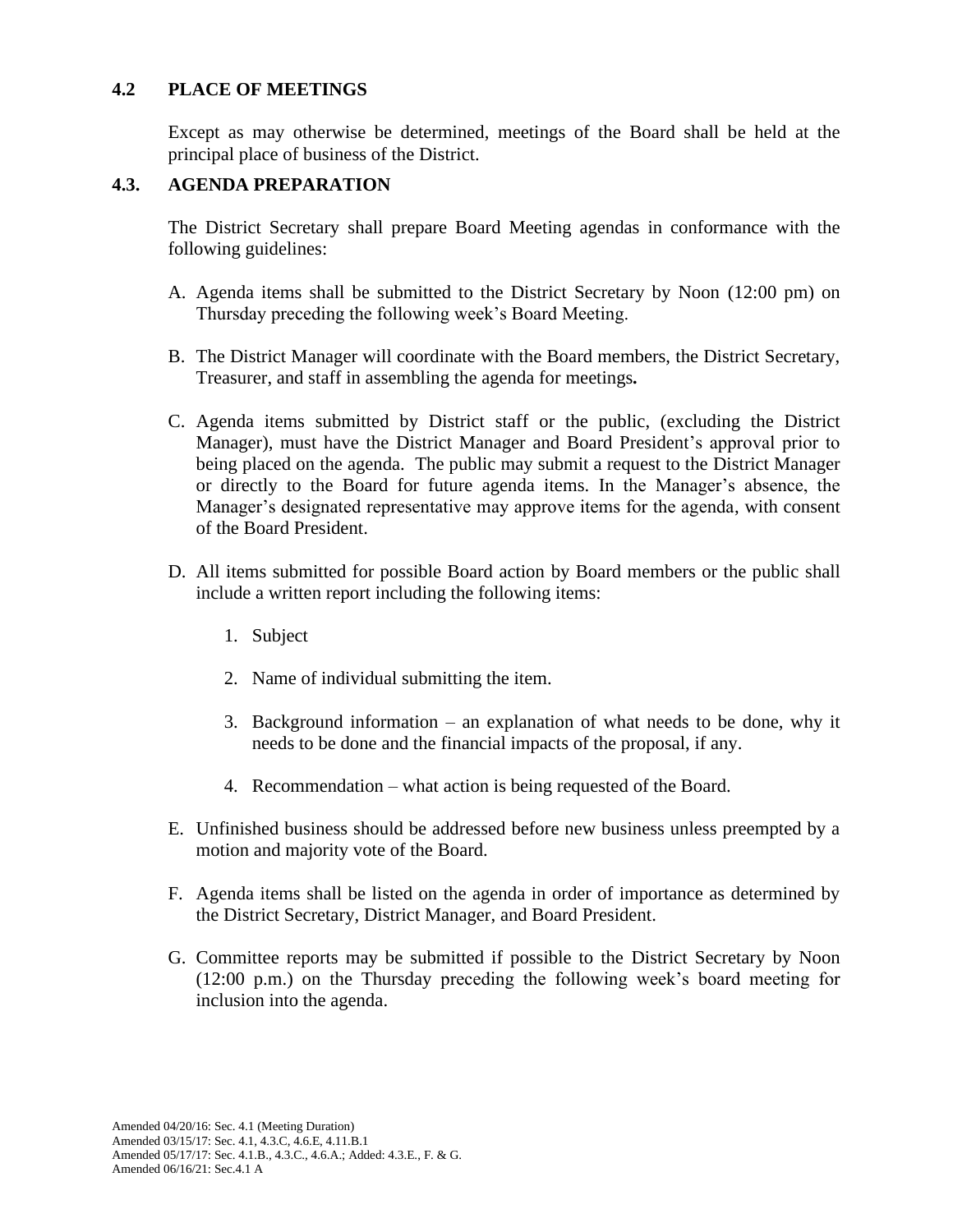## 4.2 PLACE OF MEETINGS

Except as may otherwise be determined, meetings of the Board shall be held at the principal place of business of the District.

## 4.3. AGENDA PREPARATION

The District Secretary shall prepare Board Meeting agendas in conformance with the following guidelines:

A. Agenda items shall be submitted to the District Secretary by Noon (12:00 pm) on Thursday preceding the following week's Board Meeting.

B. The District Manager will coordinate with the Board members, the District Secretary, Treasurer, and staff in assembling the agenda for meetings**.**

C. Agenda items submitted by District staff or the public, (excluding the District Manager), must have the District Manager and Board President's approval prior to being placed on the agenda. The public may submit a request to the District Manager or directly to the Board for future agenda items. In the Manager's absence, the Manager's designated representative may approve items for the agenda, with consent of the Board President.

D. All items submitted for possible Board action by Board members or the public shall include a written report including the following items:

   1. Subject

   2. Name of individual submitting the item.

   3. Background information – an explanation of what needs to be done, why it needs to be done and the financial impacts of the proposal, if any.

   4. Recommendation – what action is being requested of the Board.

E. Unfinished business should be addressed before new business unless preempted by a motion and majority vote of the Board.

F. Agenda items shall be listed on the agenda in order of importance as determined by the District Secretary, District Manager, and Board President.

G. Committee reports may be submitted if possible to the District Secretary by Noon (12:00 p.m.) on the Thursday preceding the following week's board meeting for inclusion into the agenda.

Amended 04/20/16: Sec. 4.1 (Meeting Duration)
Amended 03/15/17: Sec. 4.1, 4.3.C, 4.6.E, 4.11.B.1
Amended 05/17/17: Sec. 4.1.B., 4.3.C., 4.6.A.; Added: 4.3.E., F. & G.
Amended 06/16/21: Sec.4.1 A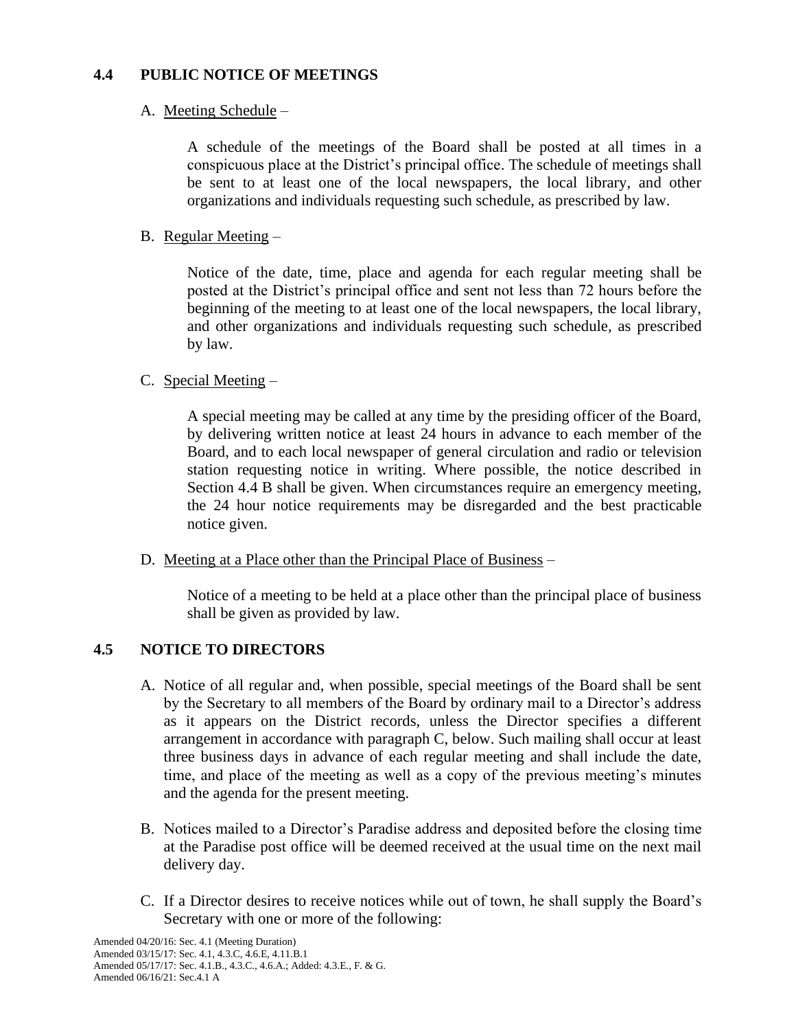### 4.4 PUBLIC NOTICE OF MEETINGS

A. Meeting Schedule –

A schedule of the meetings of the Board shall be posted at all times in a conspicuous place at the District's principal office. The schedule of meetings shall be sent to at least one of the local newspapers, the local library, and other organizations and individuals requesting such schedule, as prescribed by law.

B. Regular Meeting –

Notice of the date, time, place and agenda for each regular meeting shall be posted at the District's principal office and sent not less than 72 hours before the beginning of the meeting to at least one of the local newspapers, the local library, and other organizations and individuals requesting such schedule, as prescribed by law.

C. Special Meeting –

A special meeting may be called at any time by the presiding officer of the Board, by delivering written notice at least 24 hours in advance to each member of the Board, and to each local newspaper of general circulation and radio or television station requesting notice in writing. Where possible, the notice described in Section 4.4 B shall be given. When circumstances require an emergency meeting, the 24 hour notice requirements may be disregarded and the best practicable notice given.

D. Meeting at a Place other than the Principal Place of Business –

Notice of a meeting to be held at a place other than the principal place of business shall be given as provided by law.

### 4.5 NOTICE TO DIRECTORS

A. Notice of all regular and, when possible, special meetings of the Board shall be sent by the Secretary to all members of the Board by ordinary mail to a Director's address as it appears on the District records, unless the Director specifies a different arrangement in accordance with paragraph C, below. Such mailing shall occur at least three business days in advance of each regular meeting and shall include the date, time, and place of the meeting as well as a copy of the previous meeting's minutes and the agenda for the present meeting.

B. Notices mailed to a Director's Paradise address and deposited before the closing time at the Paradise post office will be deemed received at the usual time on the next mail delivery day.

C. If a Director desires to receive notices while out of town, he shall supply the Board's Secretary with one or more of the following:

Amended 04/20/16: Sec. 4.1 (Meeting Duration)
Amended 03/15/17: Sec. 4.1, 4.3.C, 4.6.E, 4.11.B.1
Amended 05/17/17: Sec. 4.1.B., 4.3.C., 4.6.A.; Added: 4.3.E., F. & G.
Amended 06/16/21: Sec.4.1 A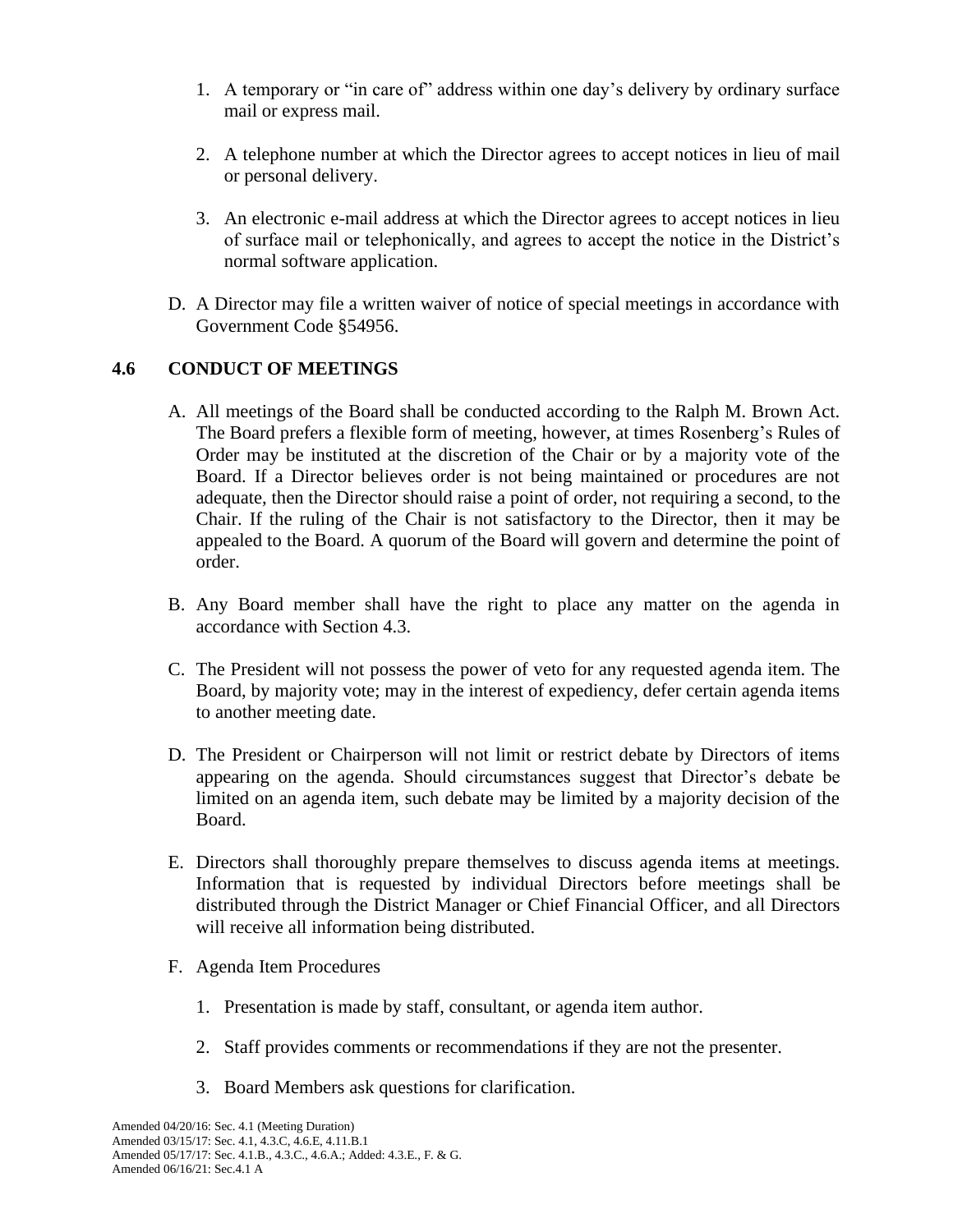1. A temporary or "in care of" address within one day's delivery by ordinary surface mail or express mail.

2. A telephone number at which the Director agrees to accept notices in lieu of mail or personal delivery.

3. An electronic e-mail address at which the Director agrees to accept notices in lieu of surface mail or telephonically, and agrees to accept the notice in the District's normal software application.

D. A Director may file a written waiver of notice of special meetings in accordance with Government Code §54956.

## 4.6 CONDUCT OF MEETINGS

A. All meetings of the Board shall be conducted according to the Ralph M. Brown Act. The Board prefers a flexible form of meeting, however, at times Rosenberg's Rules of Order may be instituted at the discretion of the Chair or by a majority vote of the Board. If a Director believes order is not being maintained or procedures are not adequate, then the Director should raise a point of order, not requiring a second, to the Chair. If the ruling of the Chair is not satisfactory to the Director, then it may be appealed to the Board. A quorum of the Board will govern and determine the point of order.

B. Any Board member shall have the right to place any matter on the agenda in accordance with Section 4.3.

C. The President will not possess the power of veto for any requested agenda item. The Board, by majority vote; may in the interest of expediency, defer certain agenda items to another meeting date.

D. The President or Chairperson will not limit or restrict debate by Directors of items appearing on the agenda. Should circumstances suggest that Director's debate be limited on an agenda item, such debate may be limited by a majority decision of the Board.

E. Directors shall thoroughly prepare themselves to discuss agenda items at meetings. Information that is requested by individual Directors before meetings shall be distributed through the District Manager or Chief Financial Officer, and all Directors will receive all information being distributed.

F. Agenda Item Procedures

1. Presentation is made by staff, consultant, or agenda item author.

2. Staff provides comments or recommendations if they are not the presenter.

3. Board Members ask questions for clarification.

Amended 04/20/16: Sec. 4.1 (Meeting Duration)
Amended 03/15/17: Sec. 4.1, 4.3.C, 4.6.E, 4.11.B.1
Amended 05/17/17: Sec. 4.1.B., 4.3.C., 4.6.A.; Added: 4.3.E., F. & G.
Amended 06/16/21: Sec.4.1 A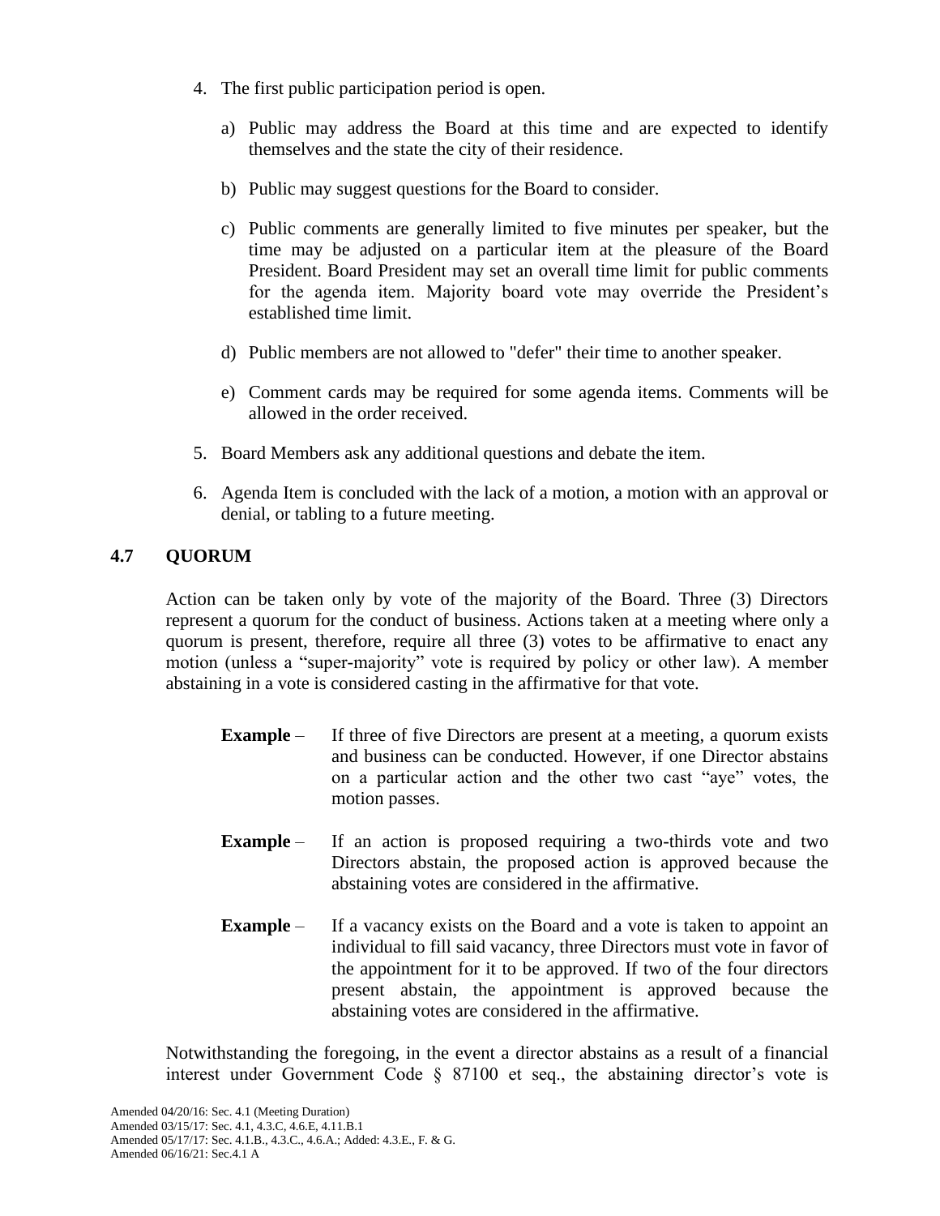4. The first public participation period is open.

   a) Public may address the Board at this time and are expected to identify themselves and the state the city of their residence.

   b) Public may suggest questions for the Board to consider.

   c) Public comments are generally limited to five minutes per speaker, but the time may be adjusted on a particular item at the pleasure of the Board President. Board President may set an overall time limit for public comments for the agenda item. Majority board vote may override the President's established time limit.

   d) Public members are not allowed to "defer" their time to another speaker.

   e) Comment cards may be required for some agenda items. Comments will be allowed in the order received.

5. Board Members ask any additional questions and debate the item.

6. Agenda Item is concluded with the lack of a motion, a motion with an approval or denial, or tabling to a future meeting.

## 4.7 QUORUM

Action can be taken only by vote of the majority of the Board. Three (3) Directors represent a quorum for the conduct of business. Actions taken at a meeting where only a quorum is present, therefore, require all three (3) votes to be affirmative to enact any motion (unless a "super-majority" vote is required by policy or other law). A member abstaining in a vote is considered casting in the affirmative for that vote.

**Example** – If three of five Directors are present at a meeting, a quorum exists and business can be conducted. However, if one Director abstains on a particular action and the other two cast "aye" votes, the motion passes.

**Example** – If an action is proposed requiring a two-thirds vote and two Directors abstain, the proposed action is approved because the abstaining votes are considered in the affirmative.

**Example** – If a vacancy exists on the Board and a vote is taken to appoint an individual to fill said vacancy, three Directors must vote in favor of the appointment for it to be approved. If two of the four directors present abstain, the appointment is approved because the abstaining votes are considered in the affirmative.

Notwithstanding the foregoing, in the event a director abstains as a result of a financial interest under Government Code § 87100 et seq., the abstaining director's vote is

Amended 04/20/16: Sec. 4.1 (Meeting Duration)
Amended 03/15/17: Sec. 4.1, 4.3.C, 4.6.E, 4.11.B.1
Amended 05/17/17: Sec. 4.1.B., 4.3.C., 4.6.A.; Added: 4.3.E., F. & G.
Amended 06/16/21: Sec.4.1 A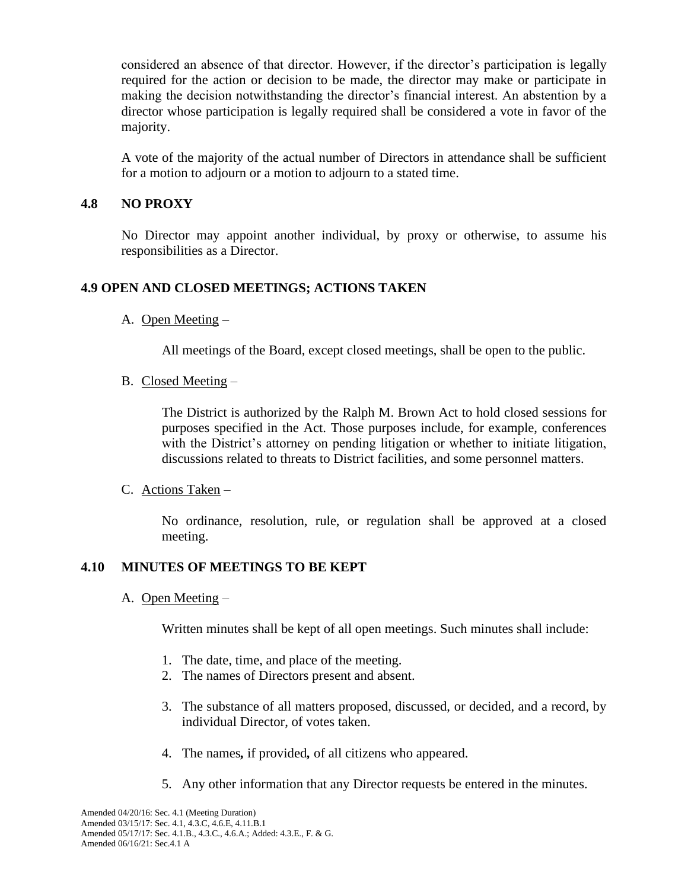considered an absence of that director. However, if the director's participation is legally required for the action or decision to be made, the director may make or participate in making the decision notwithstanding the director's financial interest. An abstention by a director whose participation is legally required shall be considered a vote in favor of the majority.

A vote of the majority of the actual number of Directors in attendance shall be sufficient for a motion to adjourn or a motion to adjourn to a stated time.

### 4.8 NO PROXY

No Director may appoint another individual, by proxy or otherwise, to assume his responsibilities as a Director.

### 4.9 OPEN AND CLOSED MEETINGS; ACTIONS TAKEN

A. Open Meeting –

All meetings of the Board, except closed meetings, shall be open to the public.

B. Closed Meeting –

The District is authorized by the Ralph M. Brown Act to hold closed sessions for purposes specified in the Act. Those purposes include, for example, conferences with the District's attorney on pending litigation or whether to initiate litigation, discussions related to threats to District facilities, and some personnel matters.

C. Actions Taken –

No ordinance, resolution, rule, or regulation shall be approved at a closed meeting.

### 4.10 MINUTES OF MEETINGS TO BE KEPT

A. Open Meeting –

Written minutes shall be kept of all open meetings. Such minutes shall include:

1. The date, time, and place of the meeting.
2. The names of Directors present and absent.
3. The substance of all matters proposed, discussed, or decided, and a record, by individual Director, of votes taken.
4. The names**,** if provided**,** of all citizens who appeared.
5. Any other information that any Director requests be entered in the minutes.

Amended 04/20/16: Sec. 4.1 (Meeting Duration)
Amended 03/15/17: Sec. 4.1, 4.3.C, 4.6.E, 4.11.B.1
Amended 05/17/17: Sec. 4.1.B., 4.3.C., 4.6.A.; Added: 4.3.E., F. & G.
Amended 06/16/21: Sec.4.1 A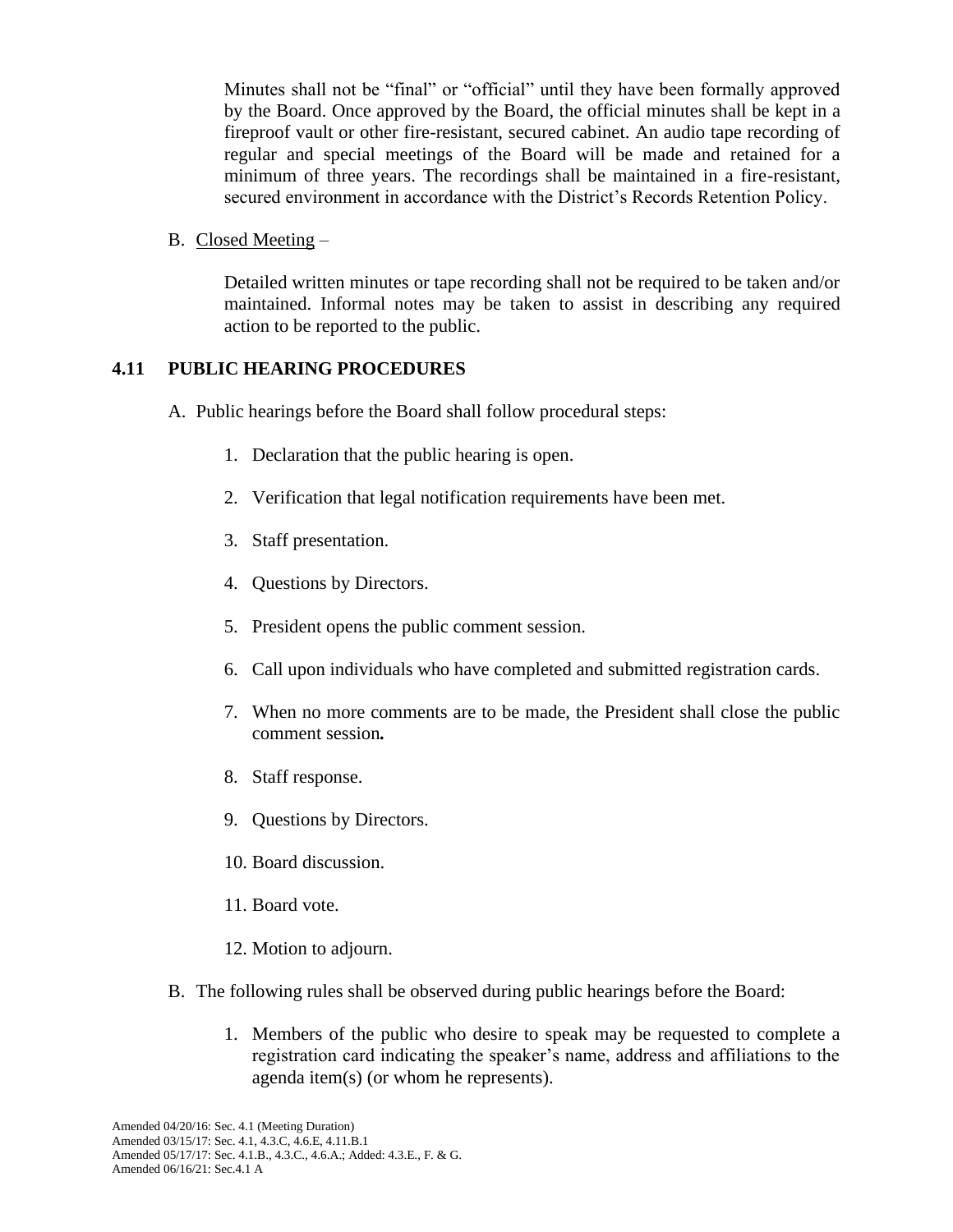Minutes shall not be "final" or "official" until they have been formally approved by the Board. Once approved by the Board, the official minutes shall be kept in a fireproof vault or other fire-resistant, secured cabinet. An audio tape recording of regular and special meetings of the Board will be made and retained for a minimum of three years. The recordings shall be maintained in a fire-resistant, secured environment in accordance with the District's Records Retention Policy.

B. Closed Meeting –

Detailed written minutes or tape recording shall not be required to be taken and/or maintained. Informal notes may be taken to assist in describing any required action to be reported to the public.

## 4.11 PUBLIC HEARING PROCEDURES

A. Public hearings before the Board shall follow procedural steps:

1. Declaration that the public hearing is open.
2. Verification that legal notification requirements have been met.
3. Staff presentation.
4. Questions by Directors.
5. President opens the public comment session.
6. Call upon individuals who have completed and submitted registration cards.
7. When no more comments are to be made, the President shall close the public comment session**.**
8. Staff response.
9. Questions by Directors.
10. Board discussion.
11. Board vote.
12. Motion to adjourn.

B. The following rules shall be observed during public hearings before the Board:

1. Members of the public who desire to speak may be requested to complete a registration card indicating the speaker's name, address and affiliations to the agenda item(s) (or whom he represents).

Amended 04/20/16: Sec. 4.1 (Meeting Duration)
Amended 03/15/17: Sec. 4.1, 4.3.C, 4.6.E, 4.11.B.1
Amended 05/17/17: Sec. 4.1.B., 4.3.C., 4.6.A.; Added: 4.3.E., F. & G.
Amended 06/16/21: Sec.4.1 A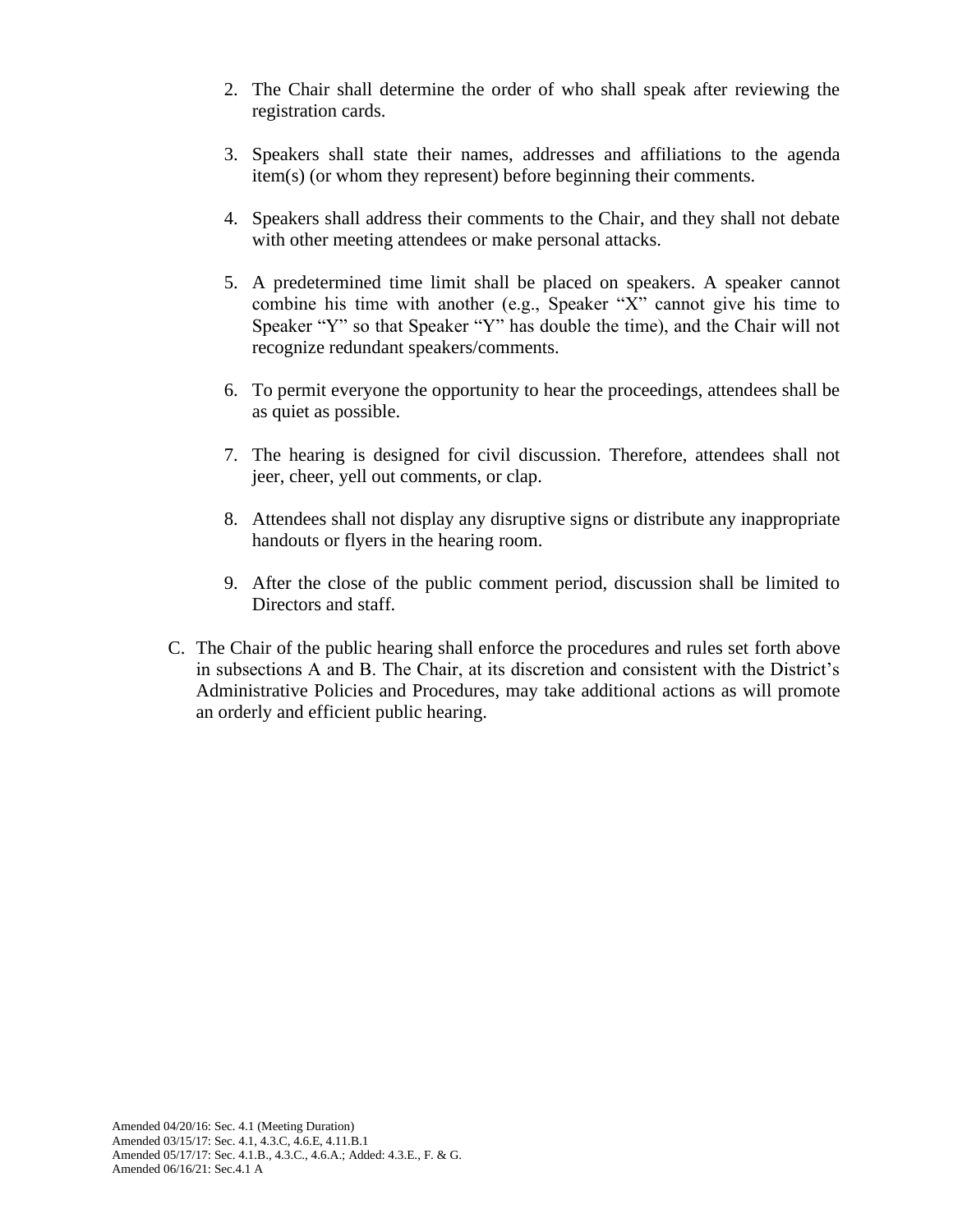2. The Chair shall determine the order of who shall speak after reviewing the registration cards.

3. Speakers shall state their names, addresses and affiliations to the agenda item(s) (or whom they represent) before beginning their comments.

4. Speakers shall address their comments to the Chair, and they shall not debate with other meeting attendees or make personal attacks.

5. A predetermined time limit shall be placed on speakers. A speaker cannot combine his time with another (e.g., Speaker "X" cannot give his time to Speaker "Y" so that Speaker "Y" has double the time), and the Chair will not recognize redundant speakers/comments.

6. To permit everyone the opportunity to hear the proceedings, attendees shall be as quiet as possible.

7. The hearing is designed for civil discussion. Therefore, attendees shall not jeer, cheer, yell out comments, or clap.

8. Attendees shall not display any disruptive signs or distribute any inappropriate handouts or flyers in the hearing room.

9. After the close of the public comment period, discussion shall be limited to Directors and staff.

C. The Chair of the public hearing shall enforce the procedures and rules set forth above in subsections A and B. The Chair, at its discretion and consistent with the District's Administrative Policies and Procedures, may take additional actions as will promote an orderly and efficient public hearing.

Amended 04/20/16: Sec. 4.1 (Meeting Duration)
Amended 03/15/17: Sec. 4.1, 4.3.C, 4.6.E, 4.11.B.1
Amended 05/17/17: Sec. 4.1.B., 4.3.C., 4.6.A.; Added: 4.3.E., F. & G.
Amended 06/16/21: Sec.4.1 A